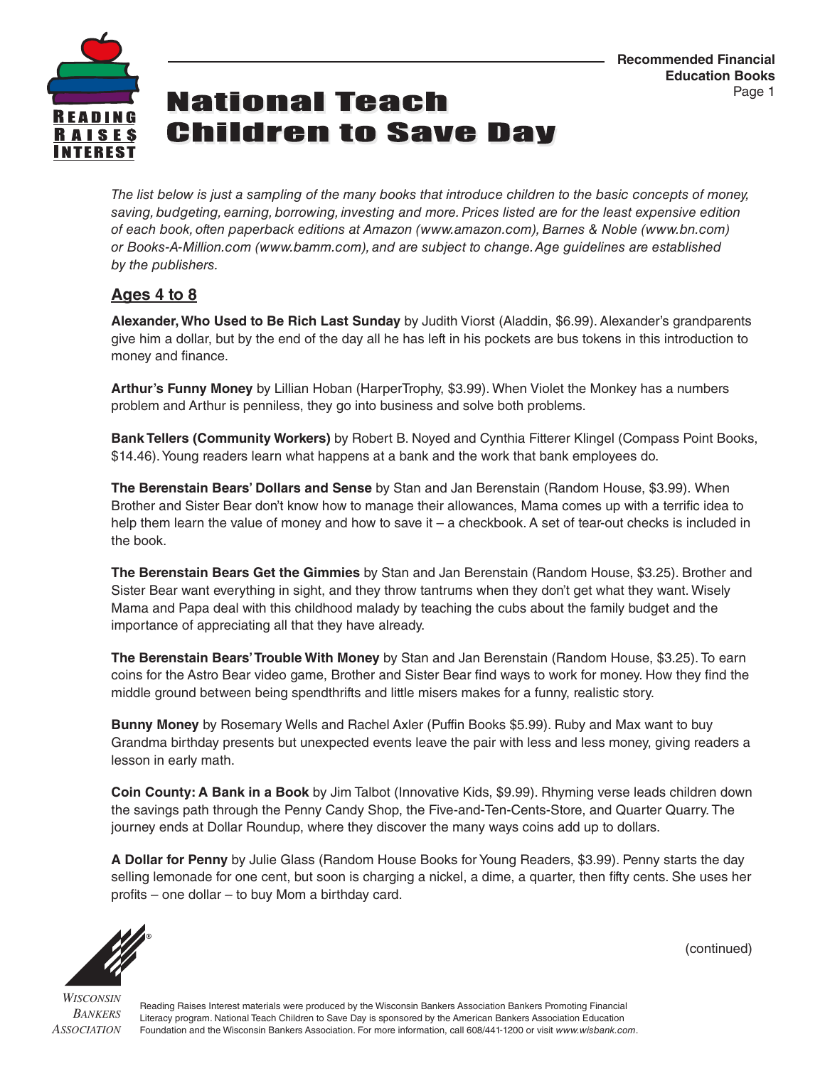# National Teach Children to Save Day

*The list below is just a sampling of the many books that introduce children to the basic concepts of money, saving, budgeting, earning, borrowing, investing and more. Prices listed are for the least expensive edition of each book, often paperback editions at Amazon (www.amazon.com), Barnes & Noble (www.bn.com) or Books-A-Million.com (www.bamm.com), and are subject to change. Age guidelines are established by the publishers.*

## Ages 4 to 8

**Alexander, Who Used to Be Rich Last Sunday** by Judith Viorst (Aladdin, $6.99). Alexander's grandparents give him a dollar, but by the end of the day all he has left in his pockets are bus tokens in this introduction to money and finance.

**Arthur's Funny Money** by Lillian Hoban (HarperTrophy, $3.99). When Violet the Monkey has a numbers problem and Arthur is penniless, they go into business and solve both problems.

**Bank Tellers (Community Workers)** by Robert B. Noyed and Cynthia Fitterer Klingel (Compass Point Books, $14.46). Young readers learn what happens at a bank and the work that bank employees do.

**The Berenstain Bears' Dollars and Sense** by Stan and Jan Berenstain (Random House, $3.99). When Brother and Sister Bear don't know how to manage their allowances, Mama comes up with a terrific idea to help them learn the value of money and how to save it – a checkbook. A set of tear-out checks is included in the book.

**The Berenstain Bears Get the Gimmies** by Stan and Jan Berenstain (Random House, $3.25). Brother and Sister Bear want everything in sight, and they throw tantrums when they don't get what they want. Wisely Mama and Papa deal with this childhood malady by teaching the cubs about the family budget and the importance of appreciating all that they have already.

**The Berenstain Bears' Trouble With Money** by Stan and Jan Berenstain (Random House, $3.25). To earn coins for the Astro Bear video game, Brother and Sister Bear find ways to work for money. How they find the middle ground between being spendthrifts and little misers makes for a funny, realistic story.

**Bunny Money** by Rosemary Wells and Rachel Axler (Puffin Books $5.99). Ruby and Max want to buy Grandma birthday presents but unexpected events leave the pair with less and less money, giving readers a lesson in early math.

**Coin County: A Bank in a Book** by Jim Talbot (Innovative Kids, $9.99). Rhyming verse leads children down the savings path through the Penny Candy Shop, the Five-and-Ten-Cents-Store, and Quarter Quarry. The journey ends at Dollar Roundup, where they discover the many ways coins add up to dollars.

**A Dollar for Penny** by Julie Glass (Random House Books for Young Readers, $3.99). Penny starts the day selling lemonade for one cent, but soon is charging a nickel, a dime, a quarter, then fifty cents. She uses her profits – one dollar – to buy Mom a birthday card.

(continued)

Reading Raises Interest materials were produced by the Wisconsin Bankers Association Bankers Promoting Financial Literacy program. National Teach Children to Save Day is sponsored by the American Bankers Association Education Foundation and the Wisconsin Bankers Association. For more information, call 608/441-1200 or visit *www.wisbank.com*.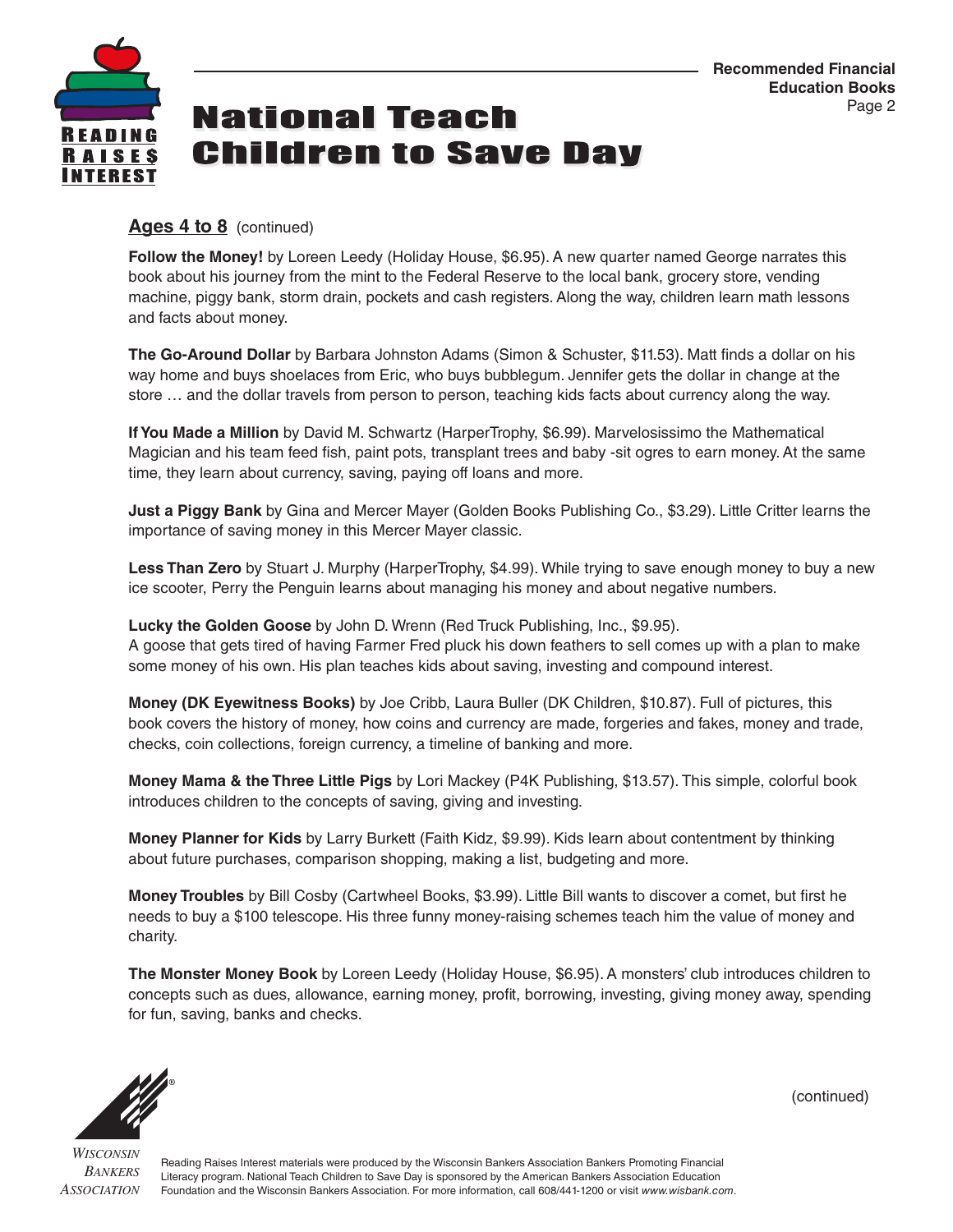## Ages 4 to 8 (continued)

**Follow the Money!** by Loreen Leedy (Holiday House, $6.95). A new quarter named George narrates this book about his journey from the mint to the Federal Reserve to the local bank, grocery store, vending machine, piggy bank, storm drain, pockets and cash registers. Along the way, children learn math lessons and facts about money.

**The Go-Around Dollar** by Barbara Johnston Adams (Simon & Schuster, $11.53). Matt finds a dollar on his way home and buys shoelaces from Eric, who buys bubblegum. Jennifer gets the dollar in change at the store … and the dollar travels from person to person, teaching kids facts about currency along the way.

**If You Made a Million** by David M. Schwartz (HarperTrophy, $6.99). Marvelosissimo the Mathematical Magician and his team feed fish, paint pots, transplant trees and baby -sit ogres to earn money. At the same time, they learn about currency, saving, paying off loans and more.

**Just a Piggy Bank** by Gina and Mercer Mayer (Golden Books Publishing Co., $3.29). Little Critter learns the importance of saving money in this Mercer Mayer classic.

**Less Than Zero** by Stuart J. Murphy (HarperTrophy, $4.99). While trying to save enough money to buy a new ice scooter, Perry the Penguin learns about managing his money and about negative numbers.

**Lucky the Golden Goose** by John D. Wrenn (Red Truck Publishing, Inc., $9.95).
A goose that gets tired of having Farmer Fred pluck his down feathers to sell comes up with a plan to make some money of his own. His plan teaches kids about saving, investing and compound interest.

**Money (DK Eyewitness Books)** by Joe Cribb, Laura Buller (DK Children, $10.87). Full of pictures, this book covers the history of money, how coins and currency are made, forgeries and fakes, money and trade, checks, coin collections, foreign currency, a timeline of banking and more.

**Money Mama & the Three Little Pigs** by Lori Mackey (P4K Publishing, $13.57). This simple, colorful book introduces children to the concepts of saving, giving and investing.

**Money Planner for Kids** by Larry Burkett (Faith Kidz, $9.99). Kids learn about contentment by thinking about future purchases, comparison shopping, making a list, budgeting and more.

**Money Troubles** by Bill Cosby (Cartwheel Books, $3.99). Little Bill wants to discover a comet, but first he needs to buy a $100 telescope. His three funny money-raising schemes teach him the value of money and charity.

**The Monster Money Book** by Loreen Leedy (Holiday House, $6.95). A monsters' club introduces children to concepts such as dues, allowance, earning money, profit, borrowing, investing, giving money away, spending for fun, saving, banks and checks.

(continued)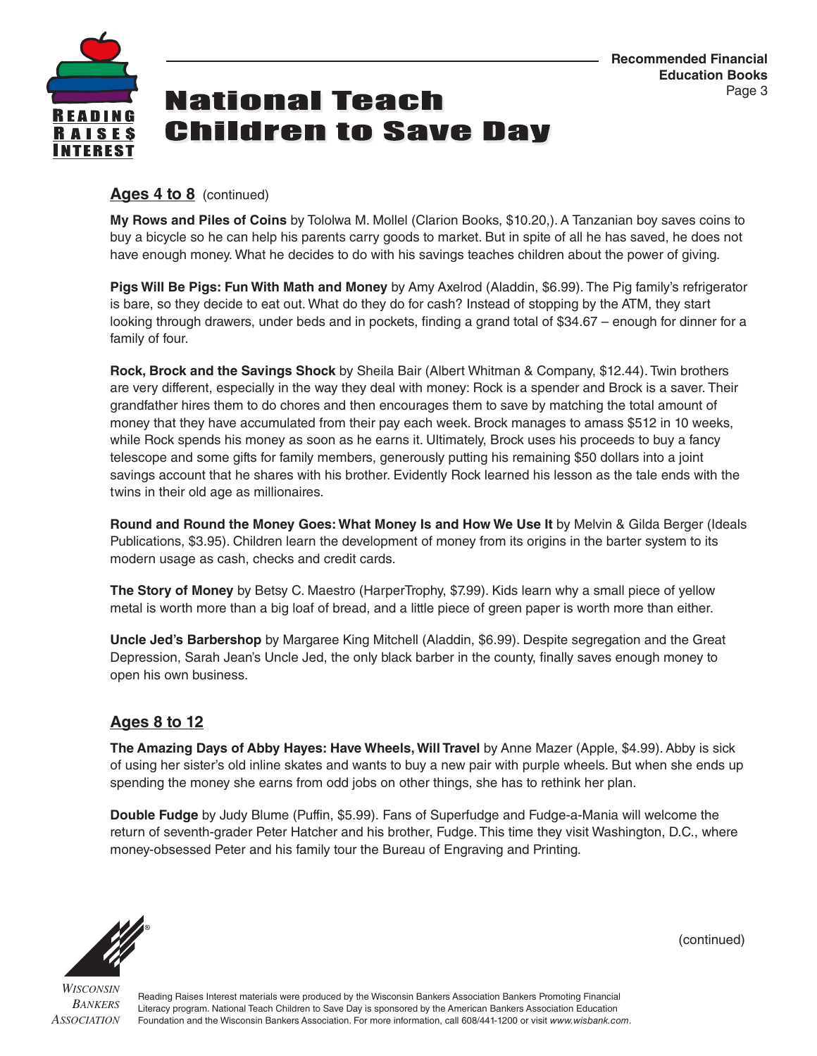## Ages 4 to 8 (continued)

**My Rows and Piles of Coins** by Tololwa M. Mollel (Clarion Books, $10.20,). A Tanzanian boy saves coins to buy a bicycle so he can help his parents carry goods to market. But in spite of all he has saved, he does not have enough money. What he decides to do with his savings teaches children about the power of giving.

**Pigs Will Be Pigs: Fun With Math and Money** by Amy Axelrod (Aladdin, $6.99). The Pig family's refrigerator is bare, so they decide to eat out. What do they do for cash? Instead of stopping by the ATM, they start looking through drawers, under beds and in pockets, finding a grand total of $34.67 – enough for dinner for a family of four.

**Rock, Brock and the Savings Shock** by Sheila Bair (Albert Whitman & Company, $12.44). Twin brothers are very different, especially in the way they deal with money: Rock is a spender and Brock is a saver. Their grandfather hires them to do chores and then encourages them to save by matching the total amount of money that they have accumulated from their pay each week. Brock manages to amass $512 in 10 weeks, while Rock spends his money as soon as he earns it. Ultimately, Brock uses his proceeds to buy a fancy telescope and some gifts for family members, generously putting his remaining $50 dollars into a joint savings account that he shares with his brother. Evidently Rock learned his lesson as the tale ends with the twins in their old age as millionaires.

**Round and Round the Money Goes: What Money Is and How We Use It** by Melvin & Gilda Berger (Ideals Publications, $3.95). Children learn the development of money from its origins in the barter system to its modern usage as cash, checks and credit cards.

**The Story of Money** by Betsy C. Maestro (HarperTrophy, $7.99). Kids learn why a small piece of yellow metal is worth more than a big loaf of bread, and a little piece of green paper is worth more than either.

**Uncle Jed's Barbershop** by Margaree King Mitchell (Aladdin, $6.99). Despite segregation and the Great Depression, Sarah Jean's Uncle Jed, the only black barber in the county, finally saves enough money to open his own business.

## Ages 8 to 12

**The Amazing Days of Abby Hayes: Have Wheels, Will Travel** by Anne Mazer (Apple, $4.99). Abby is sick of using her sister's old inline skates and wants to buy a new pair with purple wheels. But when she ends up spending the money she earns from odd jobs on other things, she has to rethink her plan.

**Double Fudge** by Judy Blume (Puffin, $5.99). Fans of Superfudge and Fudge-a-Mania will welcome the return of seventh-grader Peter Hatcher and his brother, Fudge. This time they visit Washington, D.C., where money-obsessed Peter and his family tour the Bureau of Engraving and Printing.

(continued)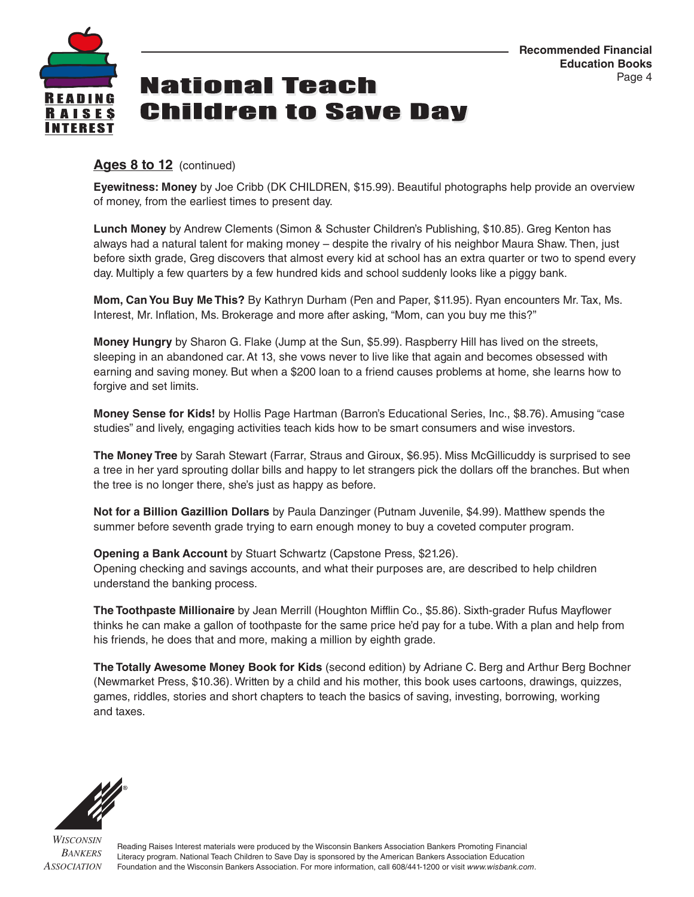# National Teach Children to Save Day

## Ages 8 to 12 (continued)

**Eyewitness: Money** by Joe Cribb (DK CHILDREN, $15.99). Beautiful photographs help provide an overview of money, from the earliest times to present day.

**Lunch Money** by Andrew Clements (Simon & Schuster Children's Publishing, $10.85). Greg Kenton has always had a natural talent for making money – despite the rivalry of his neighbor Maura Shaw. Then, just before sixth grade, Greg discovers that almost every kid at school has an extra quarter or two to spend every day. Multiply a few quarters by a few hundred kids and school suddenly looks like a piggy bank.

**Mom, Can You Buy Me This?** By Kathryn Durham (Pen and Paper, $11.95). Ryan encounters Mr. Tax, Ms. Interest, Mr. Inflation, Ms. Brokerage and more after asking, "Mom, can you buy me this?"

**Money Hungry** by Sharon G. Flake (Jump at the Sun, $5.99). Raspberry Hill has lived on the streets, sleeping in an abandoned car. At 13, she vows never to live like that again and becomes obsessed with earning and saving money. But when a $200 loan to a friend causes problems at home, she learns how to forgive and set limits.

**Money Sense for Kids!** by Hollis Page Hartman (Barron's Educational Series, Inc., $8.76). Amusing "case studies" and lively, engaging activities teach kids how to be smart consumers and wise investors.

**The Money Tree** by Sarah Stewart (Farrar, Straus and Giroux, $6.95). Miss McGillicuddy is surprised to see a tree in her yard sprouting dollar bills and happy to let strangers pick the dollars off the branches. But when the tree is no longer there, she's just as happy as before.

**Not for a Billion Gazillion Dollars** by Paula Danzinger (Putnam Juvenile, $4.99). Matthew spends the summer before seventh grade trying to earn enough money to buy a coveted computer program.

**Opening a Bank Account** by Stuart Schwartz (Capstone Press, $21.26).
Opening checking and savings accounts, and what their purposes are, are described to help children understand the banking process.

**The Toothpaste Millionaire** by Jean Merrill (Houghton Mifflin Co., $5.86). Sixth-grader Rufus Mayflower thinks he can make a gallon of toothpaste for the same price he'd pay for a tube. With a plan and help from his friends, he does that and more, making a million by eighth grade.

**The Totally Awesome Money Book for Kids** (second edition) by Adriane C. Berg and Arthur Berg Bochner (Newmarket Press, $10.36). Written by a child and his mother, this book uses cartoons, drawings, quizzes, games, riddles, stories and short chapters to teach the basics of saving, investing, borrowing, working and taxes.

Reading Raises Interest materials were produced by the Wisconsin Bankers Association Bankers Promoting Financial Literacy program. National Teach Children to Save Day is sponsored by the American Bankers Association Education Foundation and the Wisconsin Bankers Association. For more information, call 608/441-1200 or visit *www.wisbank.com*.